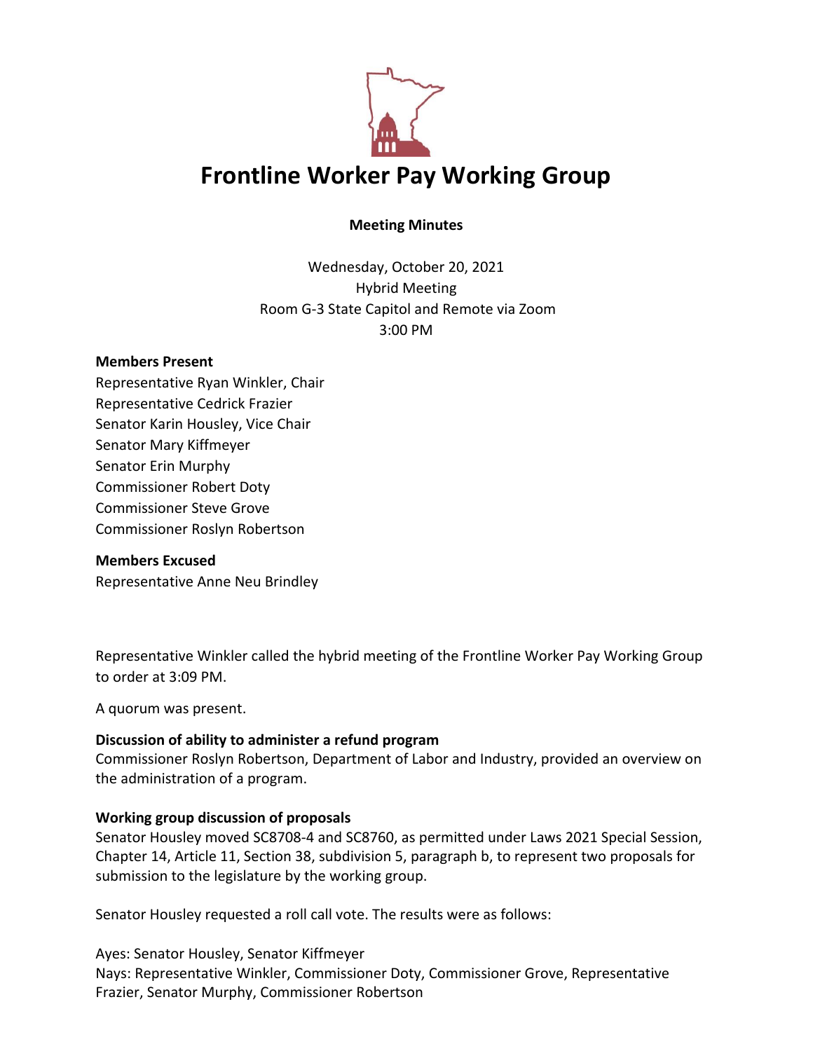# Frontline Worker Pay Working Group

**Meeting Minutes**

Wednesday, October 20, 2021
Hybrid Meeting
Room G-3 State Capitol and Remote via Zoom
3:00 PM

**Members Present**
Representative Ryan Winkler, Chair
Representative Cedrick Frazier
Senator Karin Housley, Vice Chair
Senator Mary Kiffmeyer
Senator Erin Murphy
Commissioner Robert Doty
Commissioner Steve Grove
Commissioner Roslyn Robertson

**Members Excused**
Representative Anne Neu Brindley

Representative Winkler called the hybrid meeting of the Frontline Worker Pay Working Group to order at 3:09 PM.

A quorum was present.

**Discussion of ability to administer a refund program**
Commissioner Roslyn Robertson, Department of Labor and Industry, provided an overview on the administration of a program.

**Working group discussion of proposals**
Senator Housley moved SC8708-4 and SC8760, as permitted under Laws 2021 Special Session, Chapter 14, Article 11, Section 38, subdivision 5, paragraph b, to represent two proposals for submission to the legislature by the working group.

Senator Housley requested a roll call vote. The results were as follows:

Ayes: Senator Housley, Senator Kiffmeyer
Nays: Representative Winkler, Commissioner Doty, Commissioner Grove, Representative Frazier, Senator Murphy, Commissioner Robertson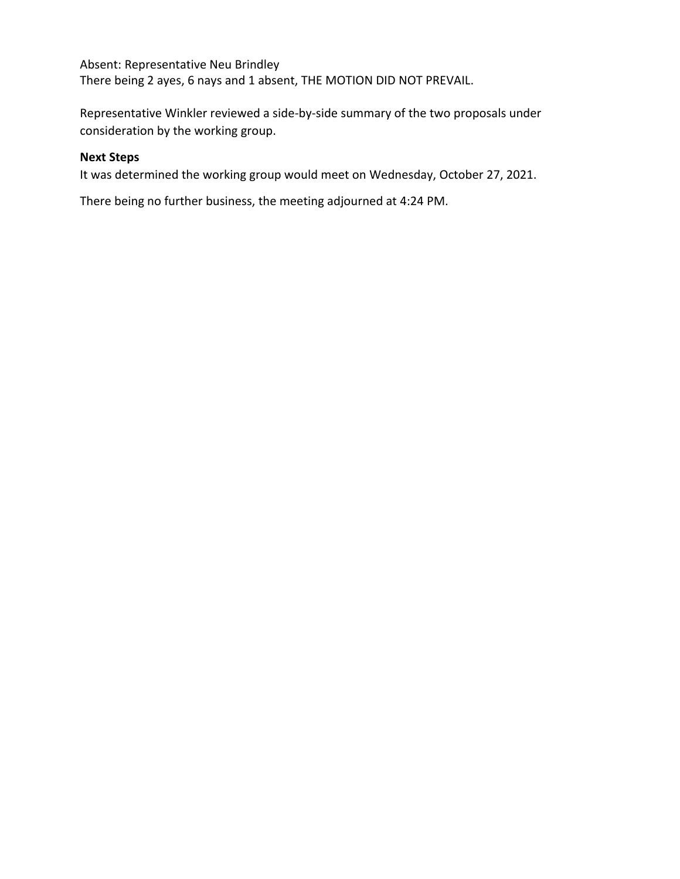Absent: Representative Neu Brindley
There being 2 ayes, 6 nays and 1 absent, THE MOTION DID NOT PREVAIL.

Representative Winkler reviewed a side-by-side summary of the two proposals under consideration by the working group.

**Next Steps**
It was determined the working group would meet on Wednesday, October 27, 2021.

There being no further business, the meeting adjourned at 4:24 PM.